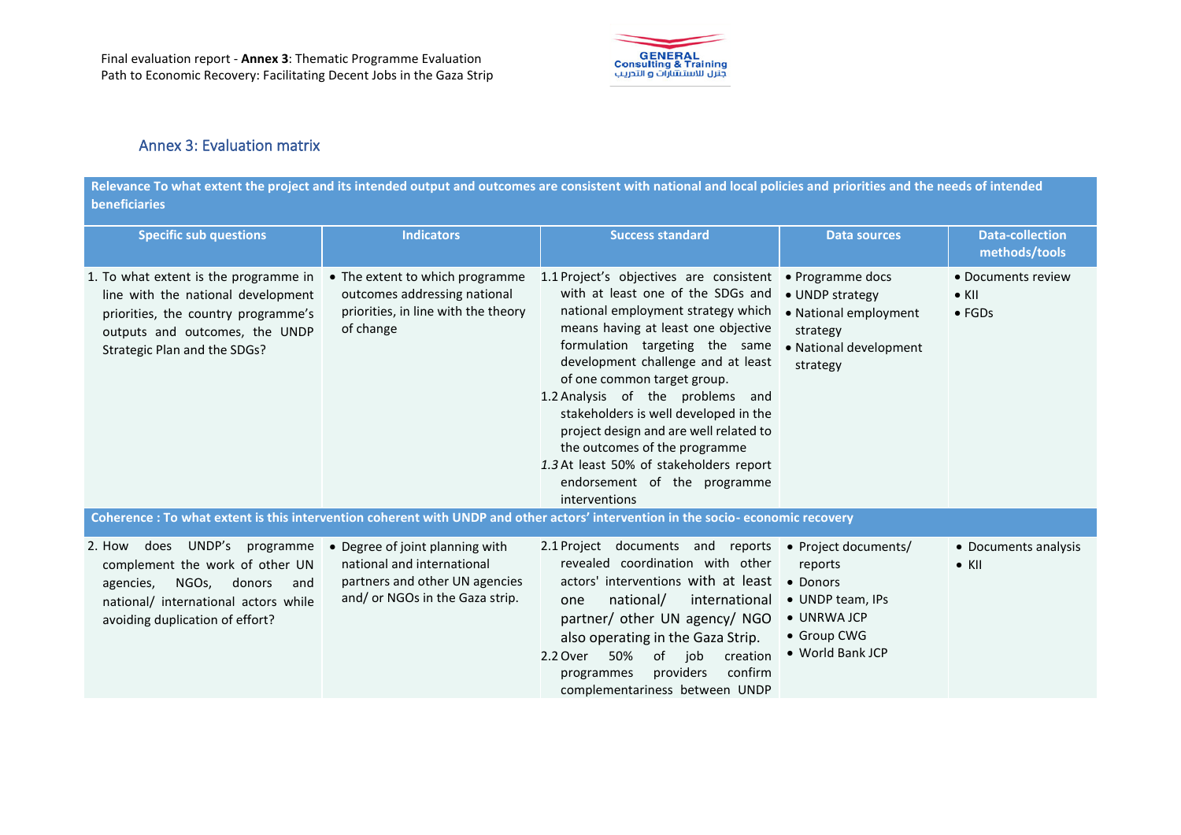## Annex 3: Evaluation matrix

| Relevance To what extent the project and its intended output and outcomes are consistent with national and local policies and priorities and the needs of intended beneficiaries | | | | |
|---|---|---|---|---|
| **Specific sub questions** | **Indicators** | **Success standard** | **Data sources** | **Data-collection methods/tools** |
| 1. To what extent is the programme in line with the national development priorities, the country programme's outputs and outcomes, the UNDP Strategic Plan and the SDGs? | • The extent to which programme outcomes addressing national priorities, in line with the theory of change | 1.1 Project's objectives are consistent with at least one of the SDGs and national employment strategy which means having at least one objective formulation targeting the same development challenge and at least of one common target group.<br>1.2 Analysis of the problems and stakeholders is well developed in the project design and are well related to the outcomes of the programme<br>*1.3* At least 50% of stakeholders report endorsement of the programme interventions | • Programme docs<br>• UNDP strategy<br>• National employment strategy<br>• National development strategy | • Documents review<br>• KII<br>• FGDs |
| **Coherence : To what extent is this intervention coherent with UNDP and other actors' intervention in the socio- economic recovery** | | | | |
| 2. How does UNDP's programme complement the work of other UN agencies, NGOs, donors and national/ international actors while avoiding duplication of effort? | • Degree of joint planning with national and international partners and other UN agencies and/ or NGOs in the Gaza strip. | 2.1 Project documents and reports revealed coordination with other actors' interventions with at least one national/ international partner/ other UN agency/ NGO also operating in the Gaza Strip.<br>2.2 Over 50% of job creation programmes providers confirm complementariness between UNDP | • Project documents/ reports<br>• Donors<br>• UNDP team, IPs<br>• UNRWA JCP<br>• Group CWG<br>• World Bank JCP | • Documents analysis<br>• KII |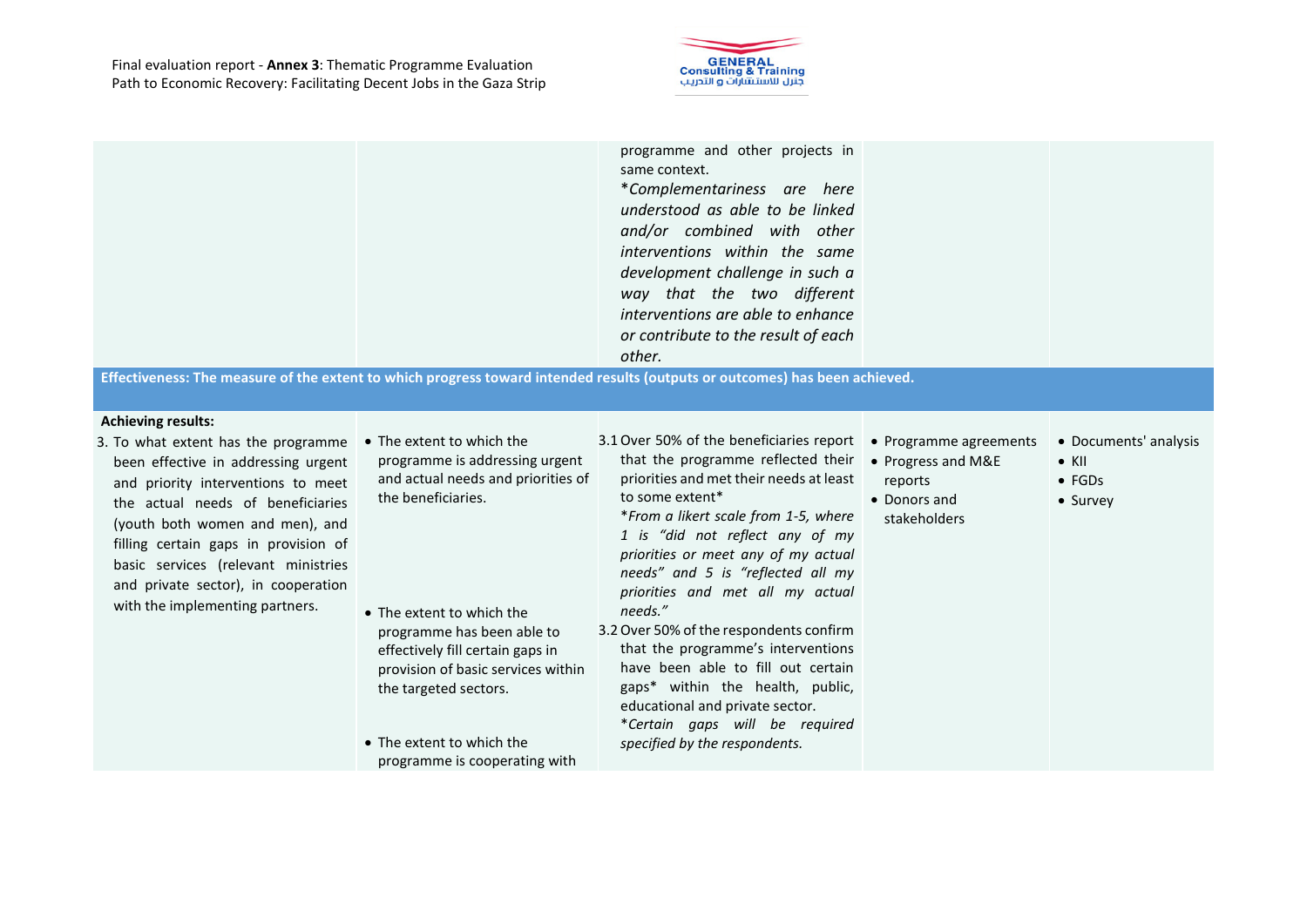| | | | | |
|---|---|---|---|---|
| | | programme and other projects in same context.<br>**Complementariness are here understood as able to be linked and/or combined with other interventions within the same development challenge in such a way that the two different interventions are able to enhance or contribute to the result of each other.* | | |
| **Effectiveness: The measure of the extent to which progress toward intended results (outputs or outcomes) has been achieved.** | | | | |
| **Achieving results:**<br>3. To what extent has the programme been effective in addressing urgent and priority interventions to meet the actual needs of beneficiaries (youth both women and men), and filling certain gaps in provision of basic services (relevant ministries and private sector), in cooperation with the implementing partners. | • The extent to which the programme is addressing urgent and actual needs and priorities of the beneficiaries.<br><br>• The extent to which the programme has been able to effectively fill certain gaps in provision of basic services within the targeted sectors.<br><br>• The extent to which the programme is cooperating with | 3.1 Over 50% of the beneficiaries report that the programme reflected their priorities and met their needs at least to some extent*<br>**From a likert scale from 1-5, where 1 is "did not reflect any of my priorities or meet any of my actual needs" and 5 is "reflected all my priorities and met all my actual needs."*<br>3.2 Over 50% of the respondents confirm that the programme's interventions have been able to fill out certain gaps* within the health, public, educational and private sector.<br>**Certain gaps will be required specified by the respondents.* | • Programme agreements<br>• Progress and M&E reports<br>• Donors and stakeholders | • Documents' analysis<br>• KII<br>• FGDs<br>• Survey |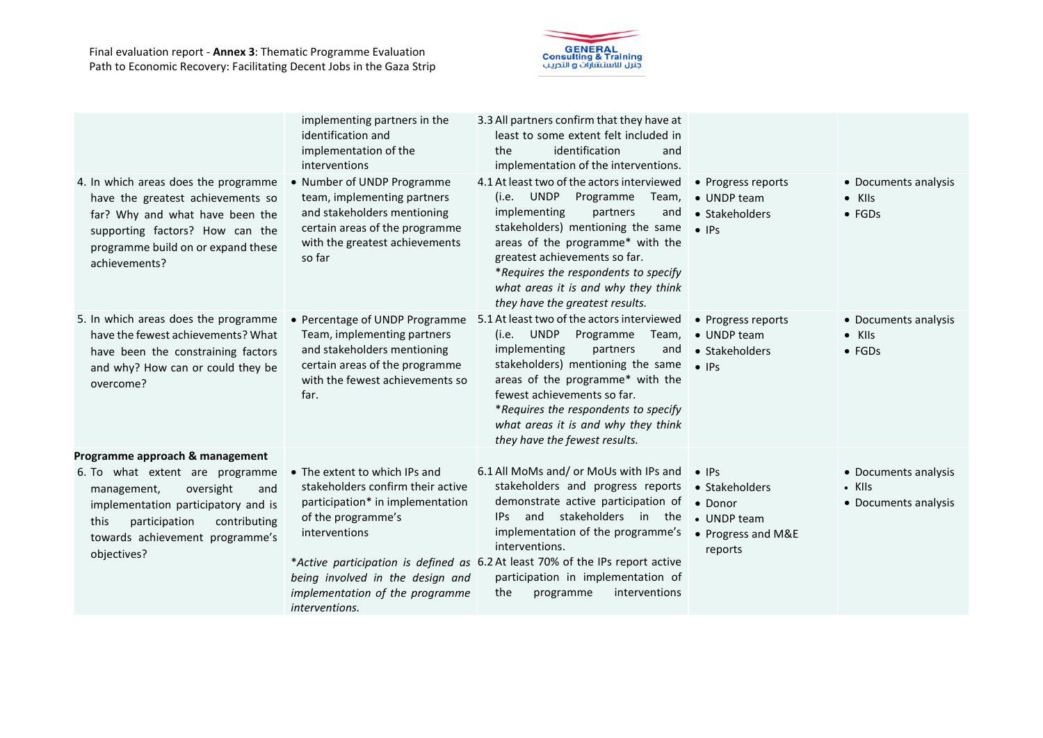| | | | | |
|---|---|---|---|---|
| | implementing partners in the identification and implementation of the interventions | 3.3 All partners confirm that they have at least to some extent felt included in the identification and implementation of the interventions. | | |
| 4. In which areas does the programme have the greatest achievements so far? Why and what have been the supporting factors? How can the programme build on or expand these achievements? | • Number of UNDP Programme team, implementing partners and stakeholders mentioning certain areas of the programme with the greatest achievements so far | 4.1 At least two of the actors interviewed (i.e. UNDP Programme Team, implementing partners and stakeholders) mentioning the same areas of the programme* with the greatest achievements so far. *Requires the respondents to specify what areas it is and why they think they have the greatest results.* | • Progress reports<br>• UNDP team<br>• Stakeholders<br>• IPs | • Documents analysis<br>• KIIs<br>• FGDs |
| 5. In which areas does the programme have the fewest achievements? What have been the constraining factors and why? How can or could they be overcome? | • Percentage of UNDP Programme Team, implementing partners and stakeholders mentioning certain areas of the programme with the fewest achievements so far. | 5.1 At least two of the actors interviewed (i.e. UNDP Programme Team, implementing partners and stakeholders) mentioning the same areas of the programme* with the fewest achievements so far. *Requires the respondents to specify what areas it is and why they think they have the fewest results.* | • Progress reports<br>• UNDP team<br>• Stakeholders<br>• IPs | • Documents analysis<br>• KIIs<br>• FGDs |
| **Programme approach & management** | | | | |
| 6. To what extent are programme management, oversight and implementation participatory and is this participation contributing towards achievement programme's objectives? | • The extent to which IPs and stakeholders confirm their active participation* in implementation of the programme's interventions<br><br>*\*Active participation is defined as being involved in the design and implementation of the programme interventions.* | 6.1 All MoMs and/ or MoUs with IPs and stakeholders and progress reports demonstrate active participation of IPs and stakeholders in the implementation of the programme's interventions.<br>6.2 At least 70% of the IPs report active participation in implementation of the programme interventions | • IPs<br>• Stakeholders<br>• Donor<br>• UNDP team<br>• Progress and M&E reports | • Documents analysis<br>• KIIs<br>• Documents analysis |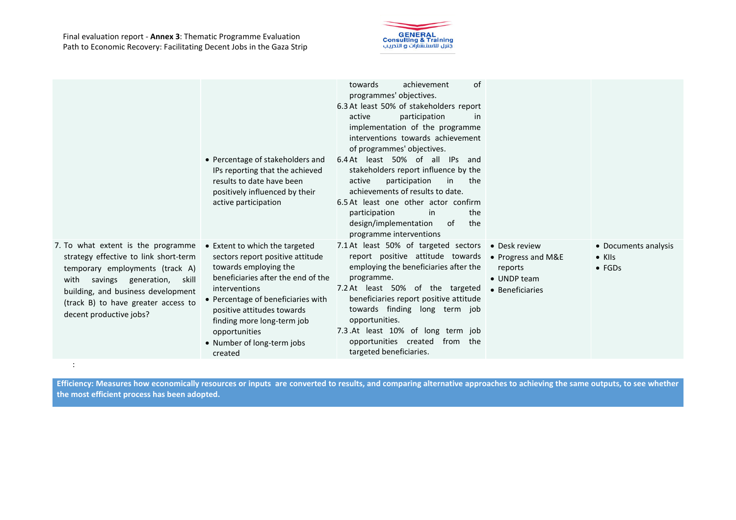| | | | | |
|---|---|---|---|---|
| | • Percentage of stakeholders and IPs reporting that the achieved results to date have been positively influenced by their active participation | towards achievement of programmes' objectives.<br>6.3 At least 50% of stakeholders report active participation in implementation of the programme interventions towards achievement of programmes' objectives.<br>6.4 At least 50% of all IPs and stakeholders report influence by the active participation in the achievements of results to date.<br>6.5 At least one other actor confirm participation in the design/implementation of the programme interventions | | |
| 7. To what extent is the programme strategy effective to link short-term temporary employments (track A) with savings generation, skill building, and business development (track B) to have greater access to decent productive jobs? | • Extent to which the targeted sectors report positive attitude towards employing the beneficiaries after the end of the interventions<br>• Percentage of beneficiaries with positive attitudes towards finding more long-term job opportunities<br>• Number of long-term jobs created | 7.1 At least 50% of targeted sectors report positive attitude towards employing the beneficiaries after the programme.<br>7.2 At least 50% of the targeted beneficiaries report positive attitude towards finding long term job opportunities.<br>7.3 .At least 10% of long term job opportunities created from the targeted beneficiaries. | • Desk review<br>• Progress and M&E reports<br>• UNDP team<br>• Beneficiaries | • Documents analysis<br>• KIIs<br>• FGDs |

:

**Efficiency: Measures how economically resources or inputs are converted to results, and comparing alternative approaches to achieving the same outputs, to see whether the most efficient process has been adopted.**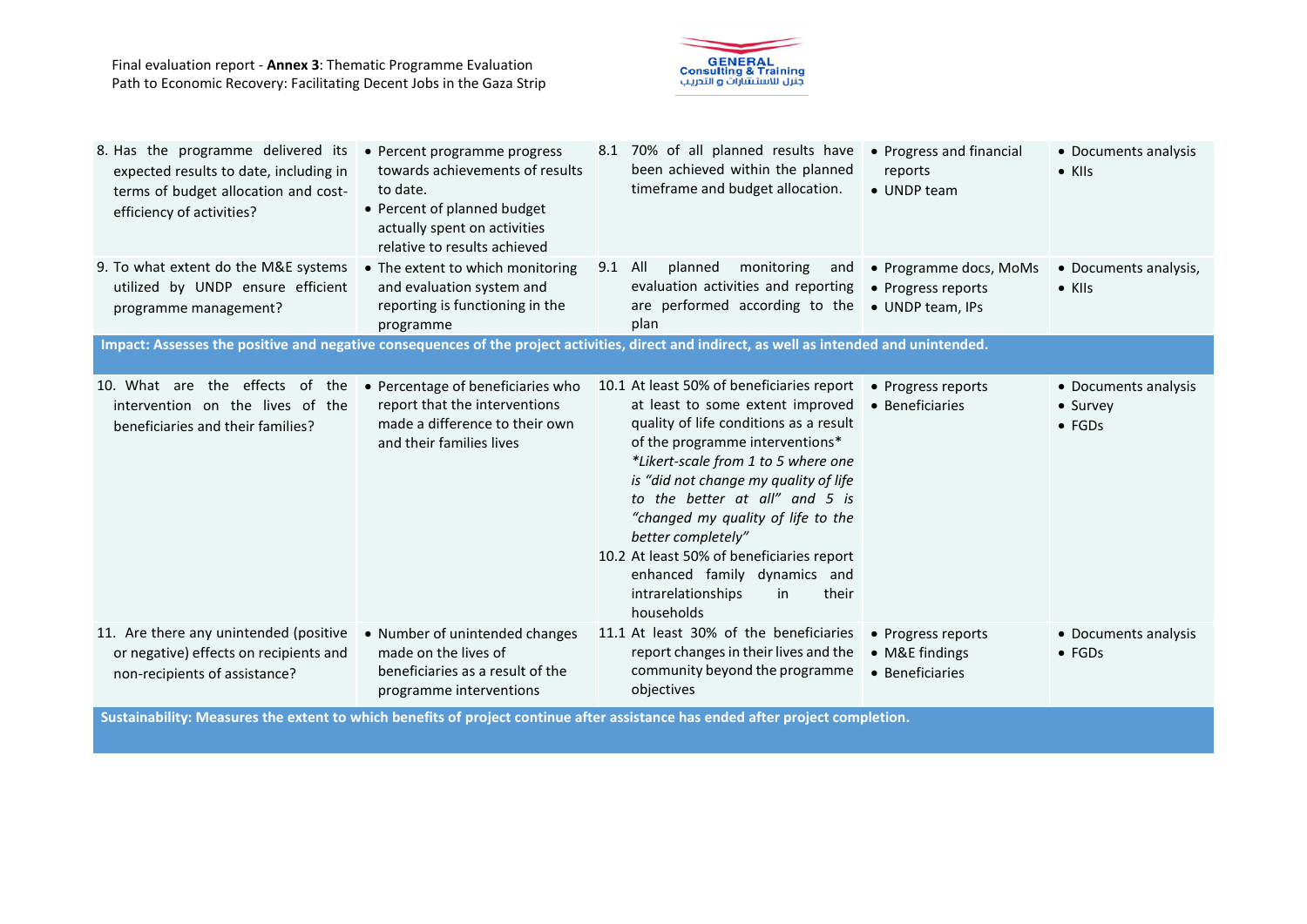| | | | | |
|---|---|---|---|---|
| 8. Has the programme delivered its expected results to date, including in terms of budget allocation and cost-efficiency of activities? | • Percent programme progress towards achievements of results to date.<br>• Percent of planned budget actually spent on activities relative to results achieved | 8.1 70% of all planned results have been achieved within the planned timeframe and budget allocation. | • Progress and financial reports<br>• UNDP team | • Documents analysis<br>• KIIs |
| 9. To what extent do the M&E systems utilized by UNDP ensure efficient programme management? | • The extent to which monitoring and evaluation system and reporting is functioning in the programme | 9.1 All planned monitoring and evaluation activities and reporting are performed according to the plan | • Programme docs, MoMs<br>• Progress reports<br>• UNDP team, IPs | • Documents analysis,<br>• KIIs |
| **Impact: Assesses the positive and negative consequences of the project activities, direct and indirect, as well as intended and unintended.** | | | | |
| 10. What are the effects of the intervention on the lives of the beneficiaries and their families? | • Percentage of beneficiaries who report that the interventions made a difference to their own and their families lives | 10.1 At least 50% of beneficiaries report at least to some extent improved quality of life conditions as a result of the programme interventions*<br>*\*Likert-scale from 1 to 5 where one is "did not change my quality of life to the better at all" and 5 is "changed my quality of life to the better completely"*<br>10.2 At least 50% of beneficiaries report enhanced family dynamics and intrarelationships in their households | • Progress reports<br>• Beneficiaries | • Documents analysis<br>• Survey<br>• FGDs |
| 11. Are there any unintended (positive or negative) effects on recipients and non-recipients of assistance? | • Number of unintended changes made on the lives of beneficiaries as a result of the programme interventions | 11.1 At least 30% of the beneficiaries report changes in their lives and the community beyond the programme objectives | • Progress reports<br>• M&E findings<br>• Beneficiaries | • Documents analysis<br>• FGDs |
| **Sustainability: Measures the extent to which benefits of project continue after assistance has ended after project completion.** | | | | |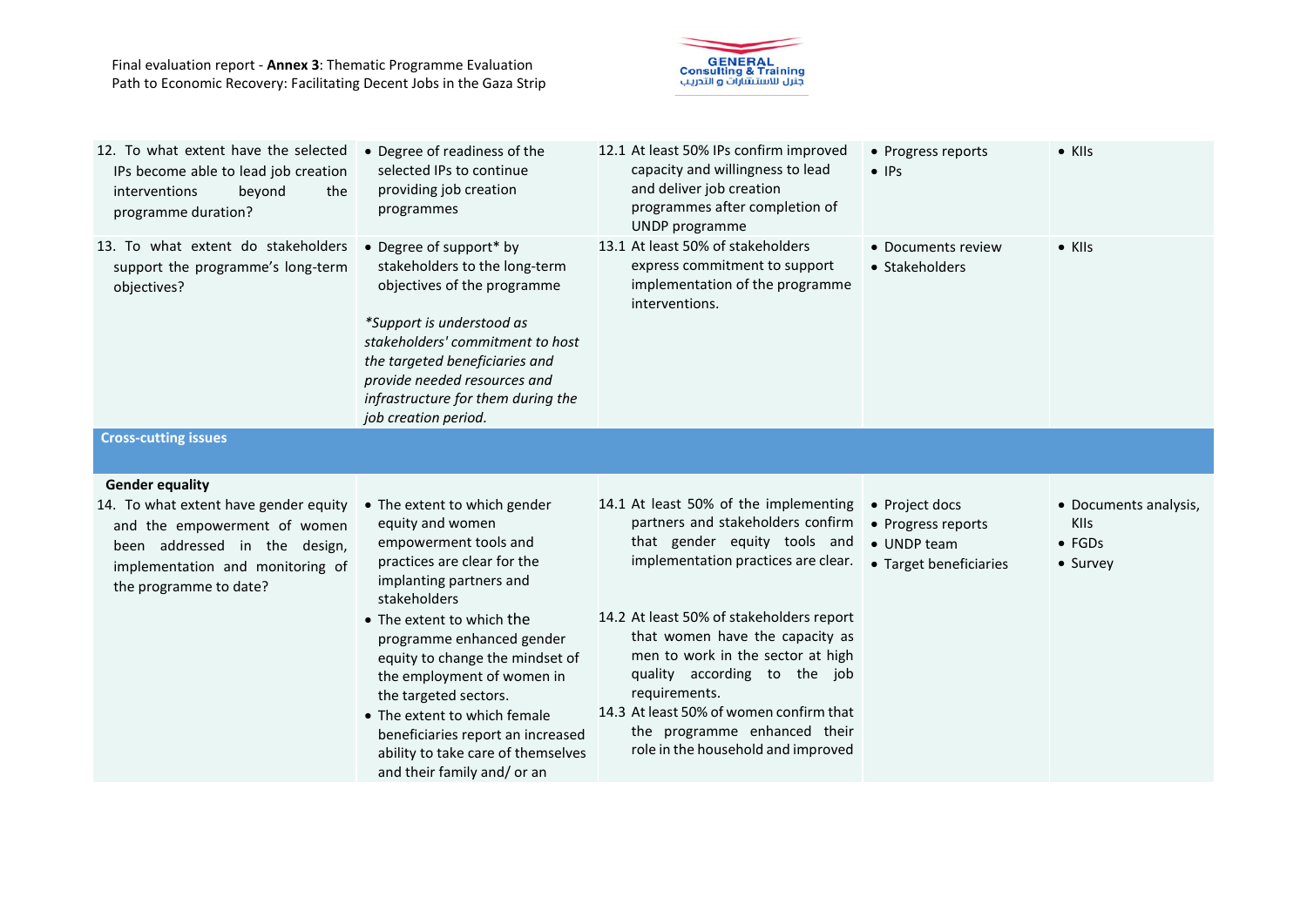| | | | | |
|---|---|---|---|---|
| 12. To what extent have the selected IPs become able to lead job creation interventions beyond the programme duration? | • Degree of readiness of the selected IPs to continue providing job creation programmes | 12.1 At least 50% IPs confirm improved capacity and willingness to lead and deliver job creation programmes after completion of UNDP programme | • Progress reports<br>• IPs | • KIIs |
| 13. To what extent do stakeholders support the programme's long-term objectives? | • Degree of support* by stakeholders to the long-term objectives of the programme<br><br>*\*Support is understood as stakeholders' commitment to host the targeted beneficiaries and provide needed resources and infrastructure for them during the job creation period.* | 13.1 At least 50% of stakeholders express commitment to support implementation of the programme interventions. | • Documents review<br>• Stakeholders | • KIIs |
| **Cross-cutting issues** | | | | |
| **Gender equality**<br>14. To what extent have gender equity and the empowerment of women been addressed in the design, implementation and monitoring of the programme to date? | • The extent to which gender equity and women empowerment tools and practices are clear for the implanting partners and stakeholders<br>• The extent to which the programme enhanced gender equity to change the mindset of the employment of women in the targeted sectors.<br>• The extent to which female beneficiaries report an increased ability to take care of themselves and their family and/ or an | 14.1 At least 50% of the implementing partners and stakeholders confirm that gender equity tools and implementation practices are clear.<br><br>14.2 At least 50% of stakeholders report that women have the capacity as men to work in the sector at high quality according to the job requirements.<br>14.3 At least 50% of women confirm that the programme enhanced their role in the household and improved | • Project docs<br>• Progress reports<br>• UNDP team<br>• Target beneficiaries | • Documents analysis, KIIs<br>• FGDs<br>• Survey |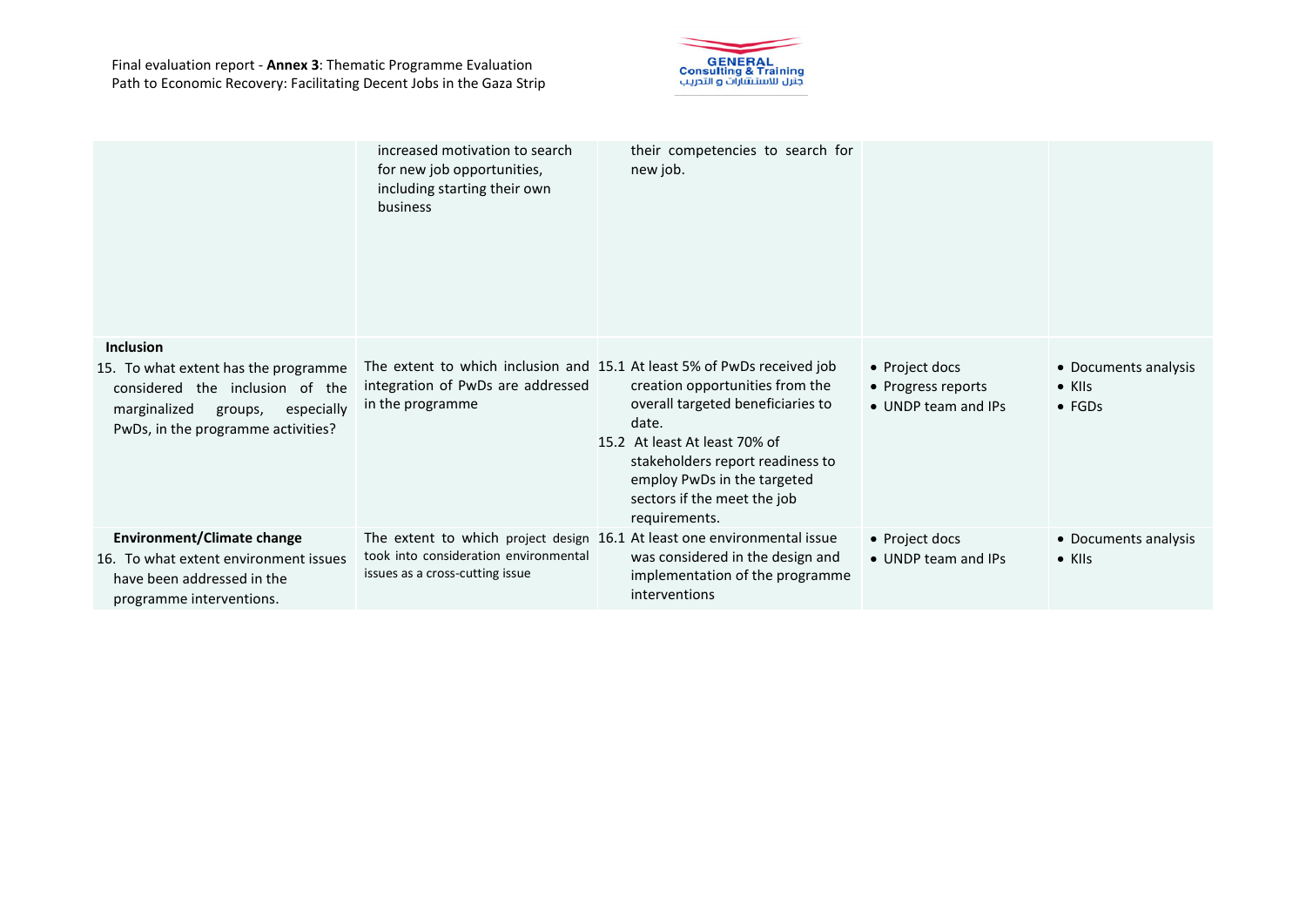| | | | | |
|---|---|---|---|---|
| | increased motivation to search for new job opportunities, including starting their own business | their competencies to search for new job. | | |
| **Inclusion**<br>15. To what extent has the programme considered the inclusion of the marginalized groups, especially PwDs, in the programme activities? | The extent to which inclusion and integration of PwDs are addressed in the programme | 15.1 At least 5% of PwDs received job creation opportunities from the overall targeted beneficiaries to date.<br>15.2 At least At least 70% of stakeholders report readiness to employ PwDs in the targeted sectors if the meet the job requirements. | • Project docs<br>• Progress reports<br>• UNDP team and IPs | • Documents analysis<br>• KIIs<br>• FGDs |
| **Environment/Climate change**<br>16. To what extent environment issues have been addressed in the programme interventions. | The extent to which project design took into consideration environmental issues as a cross-cutting issue | 16.1 At least one environmental issue was considered in the design and implementation of the programme interventions | • Project docs<br>• UNDP team and IPs | • Documents analysis<br>• KIIs |